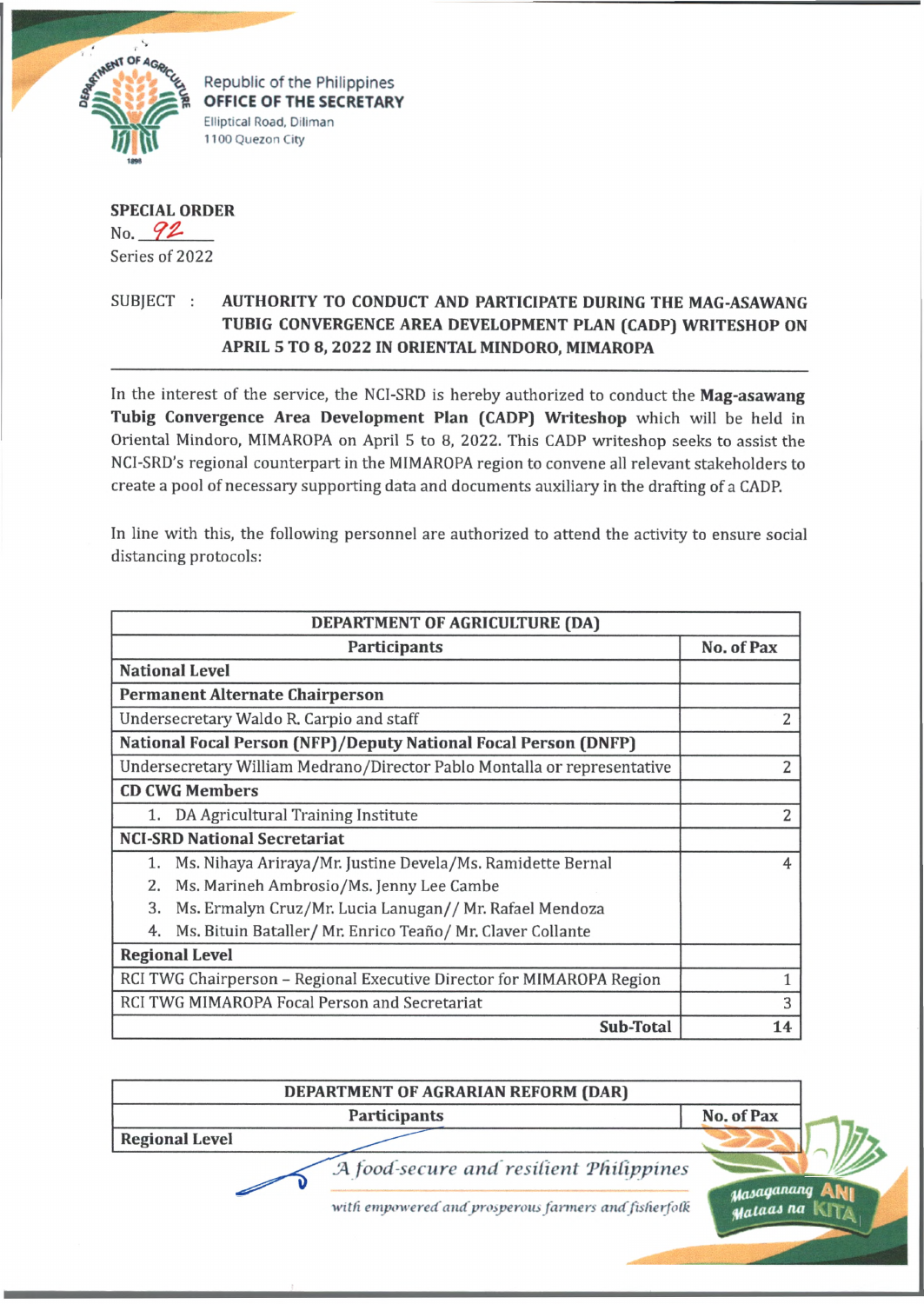Republic of the Philippines
**OFFICE OF THE SECRETARY**
Elliptical Road, Diliman
1100 Quezon City

**SPECIAL ORDER**
No. 92
Series of 2022

SUBJECT : **AUTHORITY TO CONDUCT AND PARTICIPATE DURING THE MAG-ASAWANG TUBIG CONVERGENCE AREA DEVELOPMENT PLAN (CADP) WRITESHOP ON APRIL 5 TO 8, 2022 IN ORIENTAL MINDORO, MIMAROPA**

In the interest of the service, the NCI-SRD is hereby authorized to conduct the **Mag-asawang Tubig Convergence Area Development Plan (CADP) Writeshop** which will be held in Oriental Mindoro, MIMAROPA on April 5 to 8, 2022. This CADP writeshop seeks to assist the NCI-SRD's regional counterpart in the MIMAROPA region to convene all relevant stakeholders to create a pool of necessary supporting data and documents auxiliary in the drafting of a CADP.

In line with this, the following personnel are authorized to attend the activity to ensure social distancing protocols:

| **DEPARTMENT OF AGRICULTURE (DA)** | |
|---|---|
| **Participants** | **No. of Pax** |
| **National Level** | |
| **Permanent Alternate Chairperson** | |
| Undersecretary Waldo R. Carpio and staff | 2 |
| **National Focal Person (NFP)/Deputy National Focal Person (DNFP)** | |
| Undersecretary William Medrano/Director Pablo Montalla or representative | 2 |
| **CD CWG Members** | |
| 1. DA Agricultural Training Institute | 2 |
| **NCI-SRD National Secretariat** | |
| 1. Ms. Nihaya Ariraya/Mr. Justine Devela/Ms. Ramidette Bernal<br>2. Ms. Marineh Ambrosio/Ms. Jenny Lee Cambe<br>3. Ms. Ermalyn Cruz/Mr. Lucia Lanugan// Mr. Rafael Mendoza<br>4. Ms. Bituin Bataller/ Mr. Enrico Teaño/ Mr. Claver Collante | 4 |
| **Regional Level** | |
| RCI TWG Chairperson – Regional Executive Director for MIMAROPA Region | 1 |
| RCI TWG MIMAROPA Focal Person and Secretariat | 3 |
| **Sub-Total** | **14** |

| **DEPARTMENT OF AGRARIAN REFORM (DAR)** | |
|---|---|
| **Participants** | **No. of Pax** |
| **Regional Level** | |

*A food-secure and resilient Philippines*
*with empowered and prosperous farmers and fisherfolk*

Masaganang ANI Mataas na KITA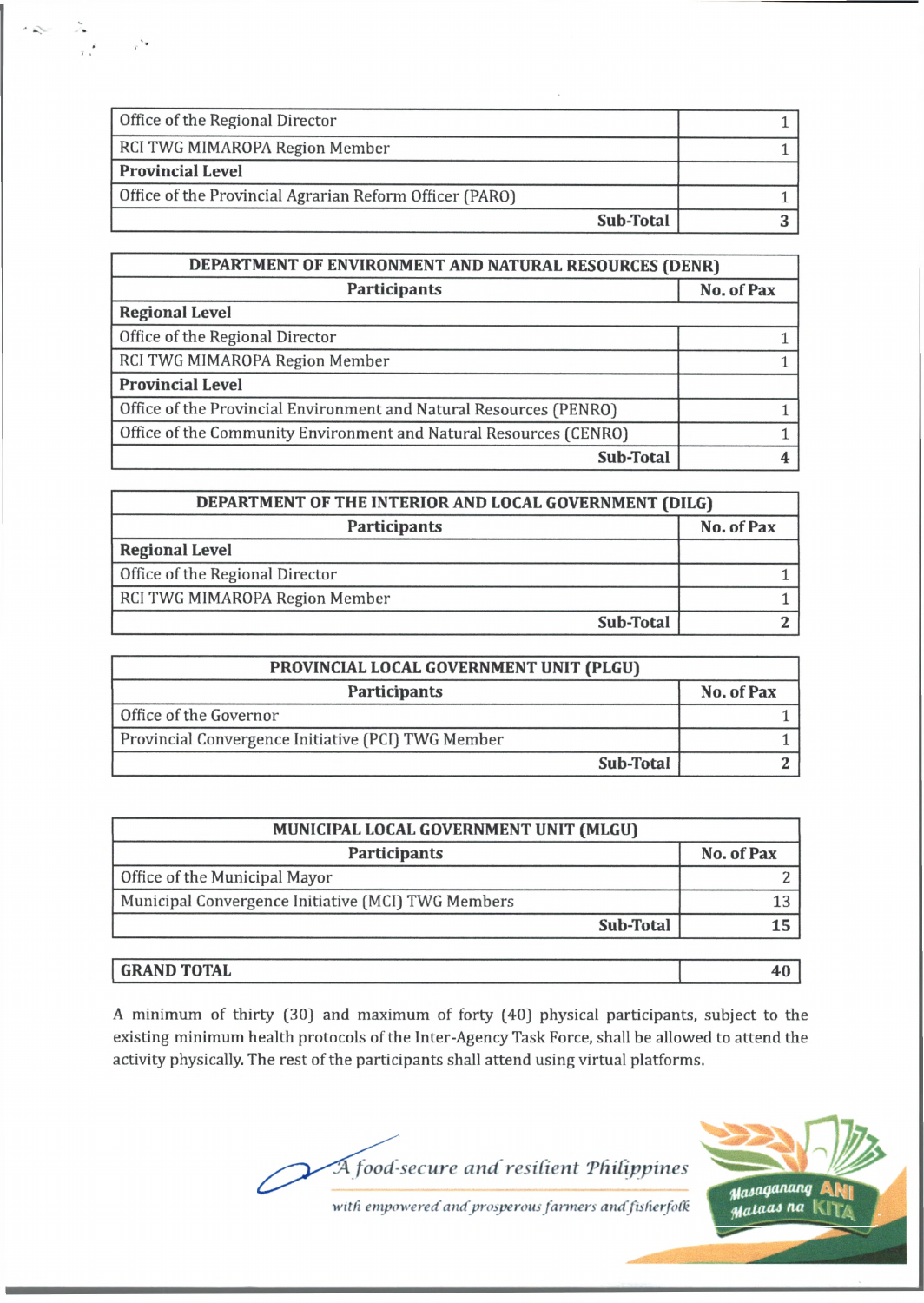| | |
|---|---|
| Office of the Regional Director | 1 |
| RCI TWG MIMAROPA Region Member | 1 |
| **Provincial Level** | |
| Office of the Provincial Agrarian Reform Officer (PARO) | 1 |
| **Sub-Total** | **3** |

| DEPARTMENT OF ENVIRONMENT AND NATURAL RESOURCES (DENR) | |
|---|---|
| **Participants** | **No. of Pax** |
| **Regional Level** | |
| Office of the Regional Director | 1 |
| RCI TWG MIMAROPA Region Member | 1 |
| **Provincial Level** | |
| Office of the Provincial Environment and Natural Resources (PENRO) | 1 |
| Office of the Community Environment and Natural Resources (CENRO) | 1 |
| **Sub-Total** | **4** |

| DEPARTMENT OF THE INTERIOR AND LOCAL GOVERNMENT (DILG) | |
|---|---|
| **Participants** | **No. of Pax** |
| **Regional Level** | |
| Office of the Regional Director | 1 |
| RCI TWG MIMAROPA Region Member | 1 |
| **Sub-Total** | **2** |

| PROVINCIAL LOCAL GOVERNMENT UNIT (PLGU) | |
|---|---|
| **Participants** | **No. of Pax** |
| Office of the Governor | 1 |
| Provincial Convergence Initiative (PCI) TWG Member | 1 |
| **Sub-Total** | **2** |

| MUNICIPAL LOCAL GOVERNMENT UNIT (MLGU) | |
|---|---|
| **Participants** | **No. of Pax** |
| Office of the Municipal Mayor | 2 |
| Municipal Convergence Initiative (MCI) TWG Members | 13 |
| **Sub-Total** | **15** |

| **GRAND TOTAL** | **40** |
|---|---|

A minimum of thirty (30) and maximum of forty (40) physical participants, subject to the existing minimum health protocols of the Inter-Agency Task Force, shall be allowed to attend the activity physically. The rest of the participants shall attend using virtual platforms.

*A food-secure and resilient Philippines*

*with empowered and prosperous farmers and fisherfolk*

Masaganang ANI Mataas na KITA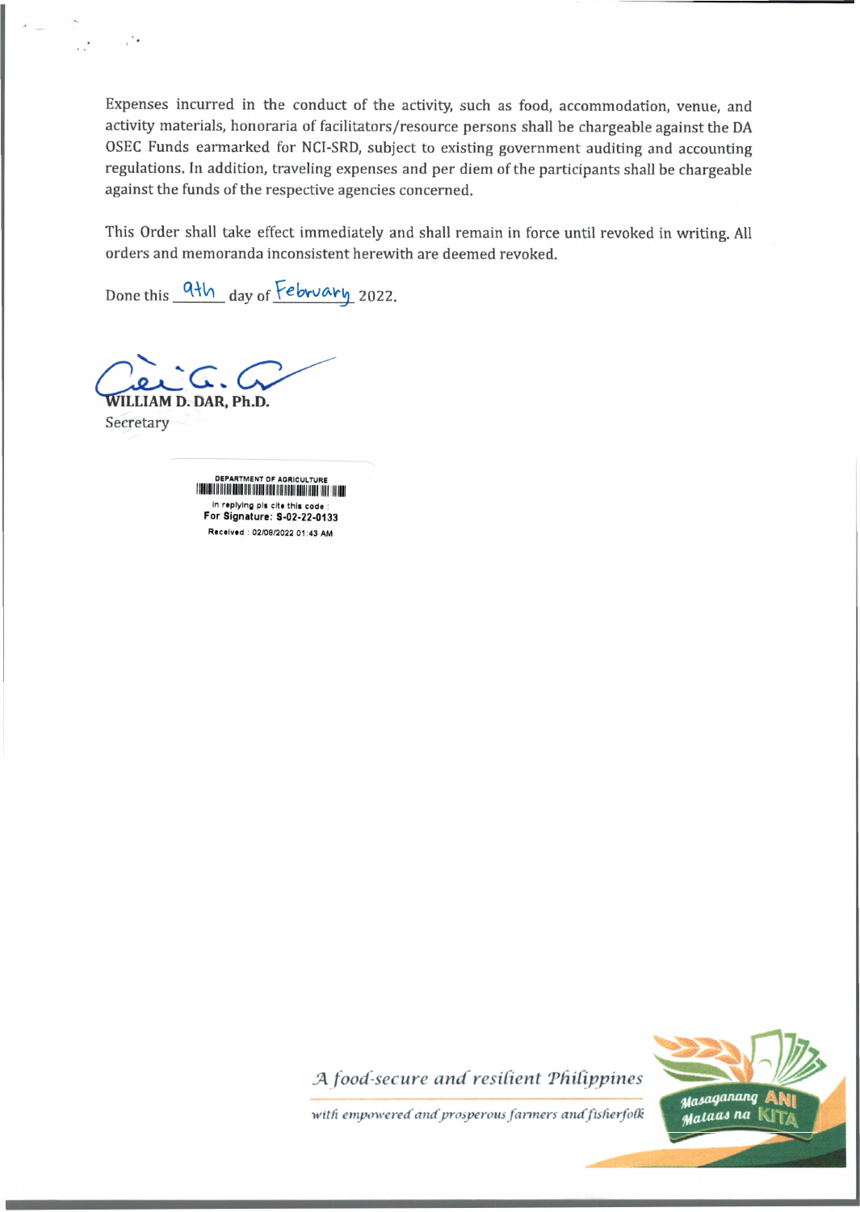Expenses incurred in the conduct of the activity, such as food, accommodation, venue, and activity materials, honoraria of facilitators/resource persons shall be chargeable against the DA OSEC Funds earmarked for NCI-SRD, subject to existing government auditing and accounting regulations. In addition, traveling expenses and per diem of the participants shall be chargeable against the funds of the respective agencies concerned.

This Order shall take effect immediately and shall remain in force until revoked in writing. All orders and memoranda inconsistent herewith are deemed revoked.

Done this 9th day of February 2022.

**WILLIAM D. DAR, Ph.D.**
Secretary

DEPARTMENT OF AGRICULTURE
In replying pls cite this code :
**For Signature: S-02-22-0133**
Received : 02/08/2022 01:43 AM

*A food-secure and resilient Philippines*
*with empowered and prosperous farmers and fisherfolk*

Masaganang ANI Mataas na KITA